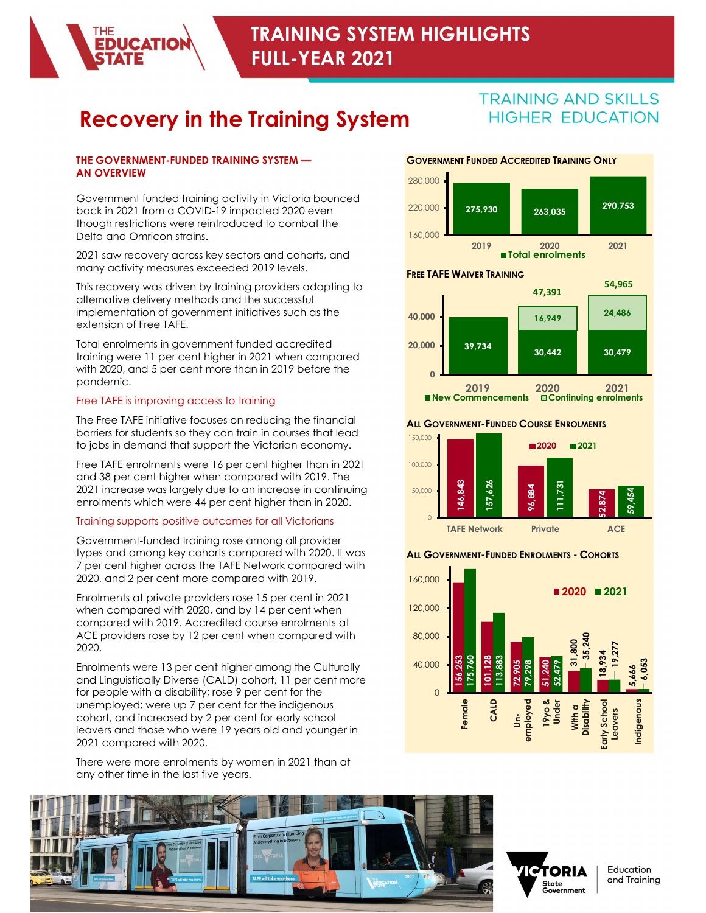# TRAINING SYSTEM HIGHLIGHTS FULL-YEAR 2021

TRAINING AND SKILLS
HIGHER EDUCATION

## Recovery in the Training System

### THE GOVERNMENT-FUNDED TRAINING SYSTEM — AN OVERVIEW

Government funded training activity in Victoria bounced back in 2021 from a COVID-19 impacted 2020 even though restrictions were reintroduced to combat the Delta and Omricon strains.

2021 saw recovery across key sectors and cohorts, and many activity measures exceeded 2019 levels.

This recovery was driven by training providers adapting to alternative delivery methods and the successful implementation of government initiatives such as the extension of Free TAFE.

Total enrolments in government funded accredited training were 11 per cent higher in 2021 when compared with 2020, and 5 per cent more than in 2019 before the pandemic.

#### Free TAFE is improving access to training

The Free TAFE initiative focuses on reducing the financial barriers for students so they can train in courses that lead to jobs in demand that support the Victorian economy.

Free TAFE enrolments were 16 per cent higher than in 2021 and 38 per cent higher when compared with 2019. The 2021 increase was largely due to an increase in continuing enrolments which were 44 per cent higher than in 2020.

#### Training supports positive outcomes for all Victorians

Government-funded training rose among all provider types and among key cohorts compared with 2020. It was 7 per cent higher across the TAFE Network compared with 2020, and 2 per cent more compared with 2019.

Enrolments at private providers rose 15 per cent in 2021 when compared with 2020, and by 14 per cent when compared with 2019. Accredited course enrolments at ACE providers rose by 12 per cent when compared with 2020.

Enrolments were 13 per cent higher among the Culturally and Linguistically Diverse (CALD) cohort, 11 per cent more for people with a disability; rose 9 per cent for the unemployed; were up 7 per cent for the indigenous cohort, and increased by 2 per cent for early school leavers and those who were 19 years old and younger in 2021 compared with 2020.

There were more enrolments by women in 2021 than at any other time in the last five years.

### GOVERNMENT FUNDED ACCREDITED TRAINING ONLY

| | 2019 | 2020 | 2021 |
|---|---|---|---|
| Total enrolments | 275,930 | 263,035 | 290,753 |

### FREE TAFE WAIVER TRAINING

| | 2019 | 2020 | 2021 |
|---|---|---|---|
| New Commencements | 39,734 | 30,442 | 30,479 |
| Continuing enrolments | | 16,949 | 24,486 |
| Total | 39,734 | 47,391 | 54,965 |

### ALL GOVERNMENT-FUNDED COURSE ENROLMENTS

| | 2020 | 2021 |
|---|---|---|
| TAFE Network | 146,843 | 157,626 |
| Private | 96,884 | 111,731 |
| ACE | 52,874 | 59,454 |

### ALL GOVERNMENT-FUNDED ENROLMENTS - COHORTS

| | 2020 | 2021 |
|---|---|---|
| Female | 156,253 | 175,760 |
| CALD | 101,128 | 113,883 |
| Un-employed | 72,905 | 79,298 |
| 19yo & Under | 51,240 | 52,479 |
| With a Disability | 31,800 | 35,240 |
| Early School Leavers | 18,934 | 19,277 |
| Indigenous | 5,666 | 6,053 |

Education and Training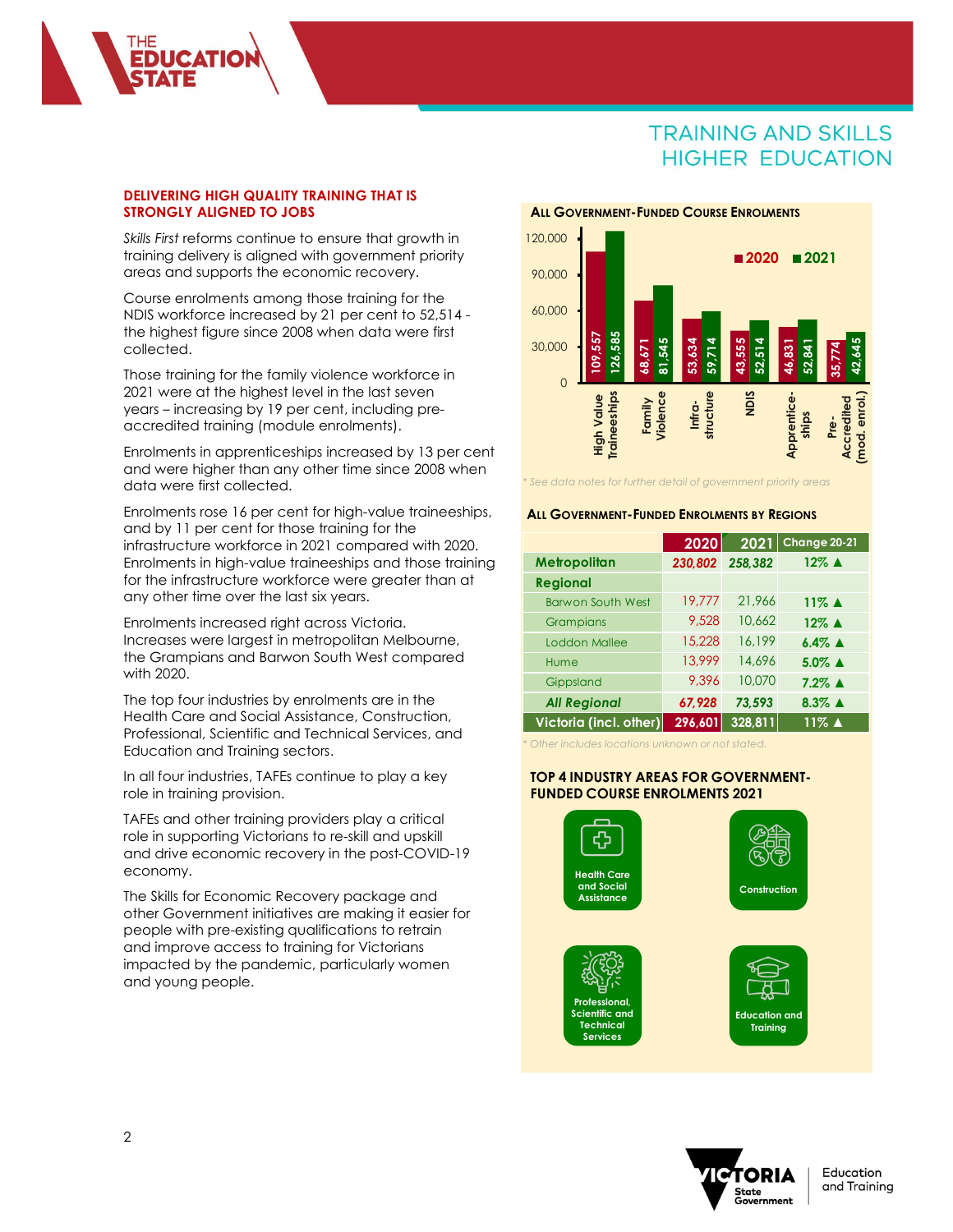# TRAINING AND SKILLS
# HIGHER EDUCATION

## DELIVERING HIGH QUALITY TRAINING THAT IS STRONGLY ALIGNED TO JOBS

*Skills First* reforms continue to ensure that growth in training delivery is aligned with government priority areas and supports the economic recovery.

Course enrolments among those training for the NDIS workforce increased by 21 per cent to 52,514 - the highest figure since 2008 when data were first collected.

Those training for the family violence workforce in 2021 were at the highest level in the last seven years – increasing by 19 per cent, including pre-accredited training (module enrolments).

Enrolments in apprenticeships increased by 13 per cent and were higher than any other time since 2008 when data were first collected.

Enrolments rose 16 per cent for high-value traineeships, and by 11 per cent for those training for the infrastructure workforce in 2021 compared with 2020. Enrolments in high-value traineeships and those training for the infrastructure workforce were greater than at any other time over the last six years.

Enrolments increased right across Victoria. Increases were largest in metropolitan Melbourne, the Grampians and Barwon South West compared with 2020.

The top four industries by enrolments are in the Health Care and Social Assistance, Construction, Professional, Scientific and Technical Services, and Education and Training sectors.

In all four industries, TAFEs continue to play a key role in training provision.

TAFEs and other training providers play a critical role in supporting Victorians to re-skill and upskill and drive economic recovery in the post-COVID-19 economy.

The Skills for Economic Recovery package and other Government initiatives are making it easier for people with pre-existing qualifications to retrain and improve access to training for Victorians impacted by the pandemic, particularly women and young people.

### All Government-Funded Course Enrolments

| Area | 2020 | 2021 |
|---|---|---|
| High Value Traineeships | 109,557 | 126,585 |
| Family Violence | 68,671 | 81,545 |
| Infra-structure | 53,634 | 59,714 |
| NDIS | 43,555 | 52,514 |
| Apprentice-ships | 46,831 | 52,841 |
| Pre-Accredited (mod. enrol.) | 35,774 | 42,645 |

*\* See data notes for further detail of government priority areas*

### All Government-Funded Enrolments by Regions

| | 2020 | 2021 | Change 20-21 |
|---|---|---|---|
| **Metropolitan** | *230,802* | *258,382* | 12% ▲ |
| **Regional** | | | |
| Barwon South West | 19,777 | 21,966 | 11% ▲ |
| Grampians | 9,528 | 10,662 | 12% ▲ |
| Loddon Mallee | 15,228 | 16,199 | 6.4% ▲ |
| Hume | 13,999 | 14,696 | 5.0% ▲ |
| Gippsland | 9,396 | 10,070 | 7.2% ▲ |
| ***All Regional*** | *67,928* | *73,593* | 8.3% ▲ |
| **Victoria (incl. other)** | **296,601** | **328,811** | **11% ▲** |

*\* Other includes locations unknown or not stated.*

### TOP 4 INDUSTRY AREAS FOR GOVERNMENT-FUNDED COURSE ENROLMENTS 2021

- Health Care and Social Assistance
- Construction
- Professional, Scientific and Technical Services
- Education and Training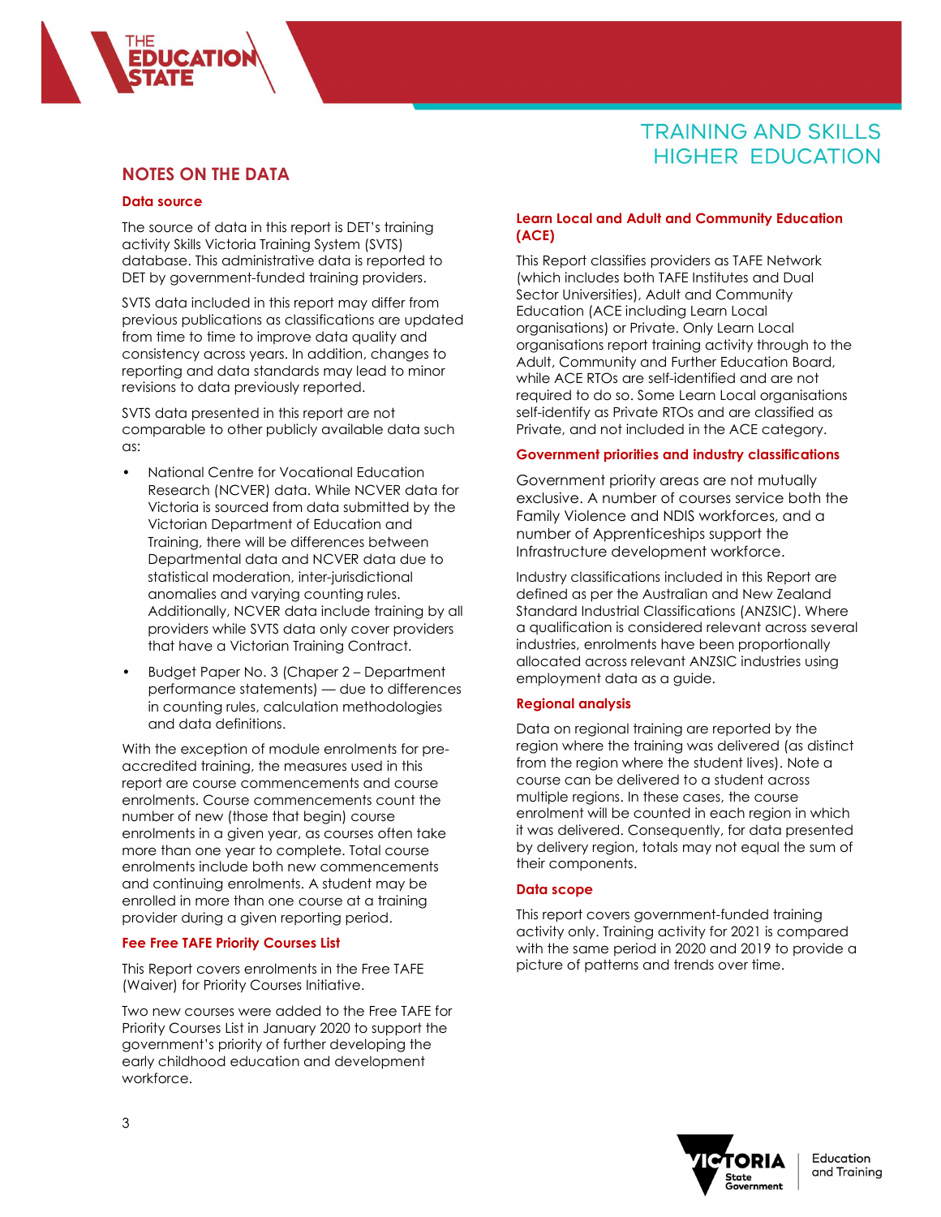# TRAINING AND SKILLS HIGHER EDUCATION

## NOTES ON THE DATA

### Data source

The source of data in this report is DET's training activity Skills Victoria Training System (SVTS) database. This administrative data is reported to DET by government-funded training providers.

SVTS data included in this report may differ from previous publications as classifications are updated from time to time to improve data quality and consistency across years. In addition, changes to reporting and data standards may lead to minor revisions to data previously reported.

SVTS data presented in this report are not comparable to other publicly available data such as:

- National Centre for Vocational Education Research (NCVER) data. While NCVER data for Victoria is sourced from data submitted by the Victorian Department of Education and Training, there will be differences between Departmental data and NCVER data due to statistical moderation, inter-jurisdictional anomalies and varying counting rules. Additionally, NCVER data include training by all providers while SVTS data only cover providers that have a Victorian Training Contract.
- Budget Paper No. 3 (Chaper 2 – Department performance statements) — due to differences in counting rules, calculation methodologies and data definitions.

With the exception of module enrolments for pre-accredited training, the measures used in this report are course commencements and course enrolments. Course commencements count the number of new (those that begin) course enrolments in a given year, as courses often take more than one year to complete. Total course enrolments include both new commencements and continuing enrolments. A student may be enrolled in more than one course at a training provider during a given reporting period.

### Fee Free TAFE Priority Courses List

This Report covers enrolments in the Free TAFE (Waiver) for Priority Courses Initiative.

Two new courses were added to the Free TAFE for Priority Courses List in January 2020 to support the government's priority of further developing the early childhood education and development workforce.

### Learn Local and Adult and Community Education (ACE)

This Report classifies providers as TAFE Network (which includes both TAFE Institutes and Dual Sector Universities), Adult and Community Education (ACE including Learn Local organisations) or Private. Only Learn Local organisations report training activity through to the Adult, Community and Further Education Board, while ACE RTOs are self-identified and are not required to do so. Some Learn Local organisations self-identify as Private RTOs and are classified as Private, and not included in the ACE category.

### Government priorities and industry classifications

Government priority areas are not mutually exclusive. A number of courses service both the Family Violence and NDIS workforces, and a number of Apprenticeships support the Infrastructure development workforce.

Industry classifications included in this Report are defined as per the Australian and New Zealand Standard Industrial Classifications (ANZSIC). Where a qualification is considered relevant across several industries, enrolments have been proportionally allocated across relevant ANZSIC industries using employment data as a guide.

### Regional analysis

Data on regional training are reported by the region where the training was delivered (as distinct from the region where the student lives). Note a course can be delivered to a student across multiple regions. In these cases, the course enrolment will be counted in each region in which it was delivered. Consequently, for data presented by delivery region, totals may not equal the sum of their components.

### Data scope

This report covers government-funded training activity only. Training activity for 2021 is compared with the same period in 2020 and 2019 to provide a picture of patterns and trends over time.